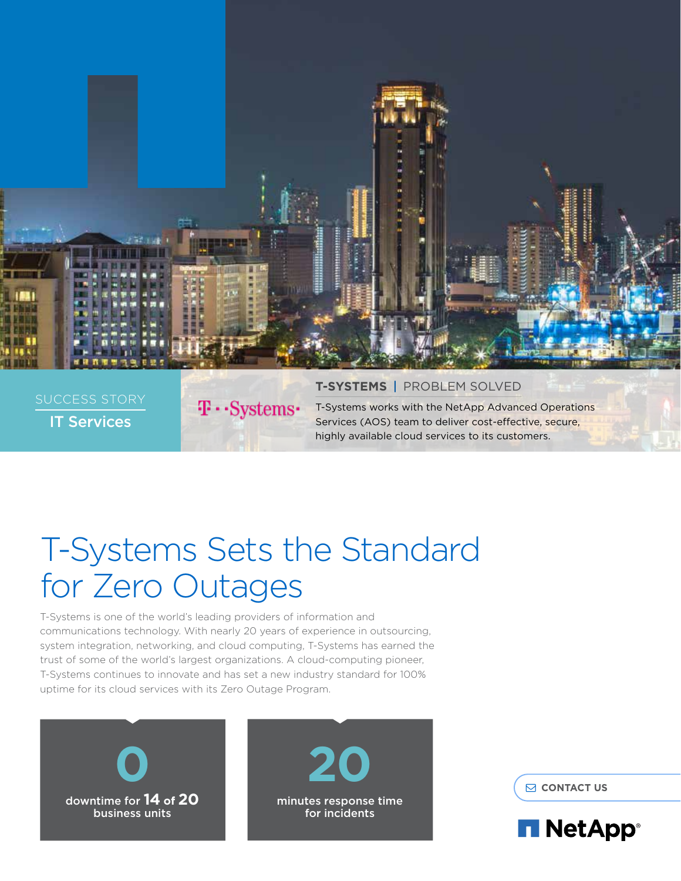SUCCESS STORY

IT Services

**T-SYSTEMS** | PROBLEM SOLVED

T-Systems works with the NetApp Advanced Operations Services (AOS) team to deliver cost-effective, secure, highly available cloud services to its customers.

# T-Systems Sets the Standard for Zero Outages

T-Systems is one of the world's leading providers of information and communications technology. With nearly 20 years of experience in outsourcing, system integration, networking, and cloud computing, T-Systems has earned the trust of some of the world's largest organizations. A cloud-computing pioneer, T-Systems continues to innovate and has set a new industry standard for 100% uptime for its cloud services with its Zero Outage Program.

**0**
downtime for **14** of **20** business units

**20**
minutes response time for incidents

CONTACT US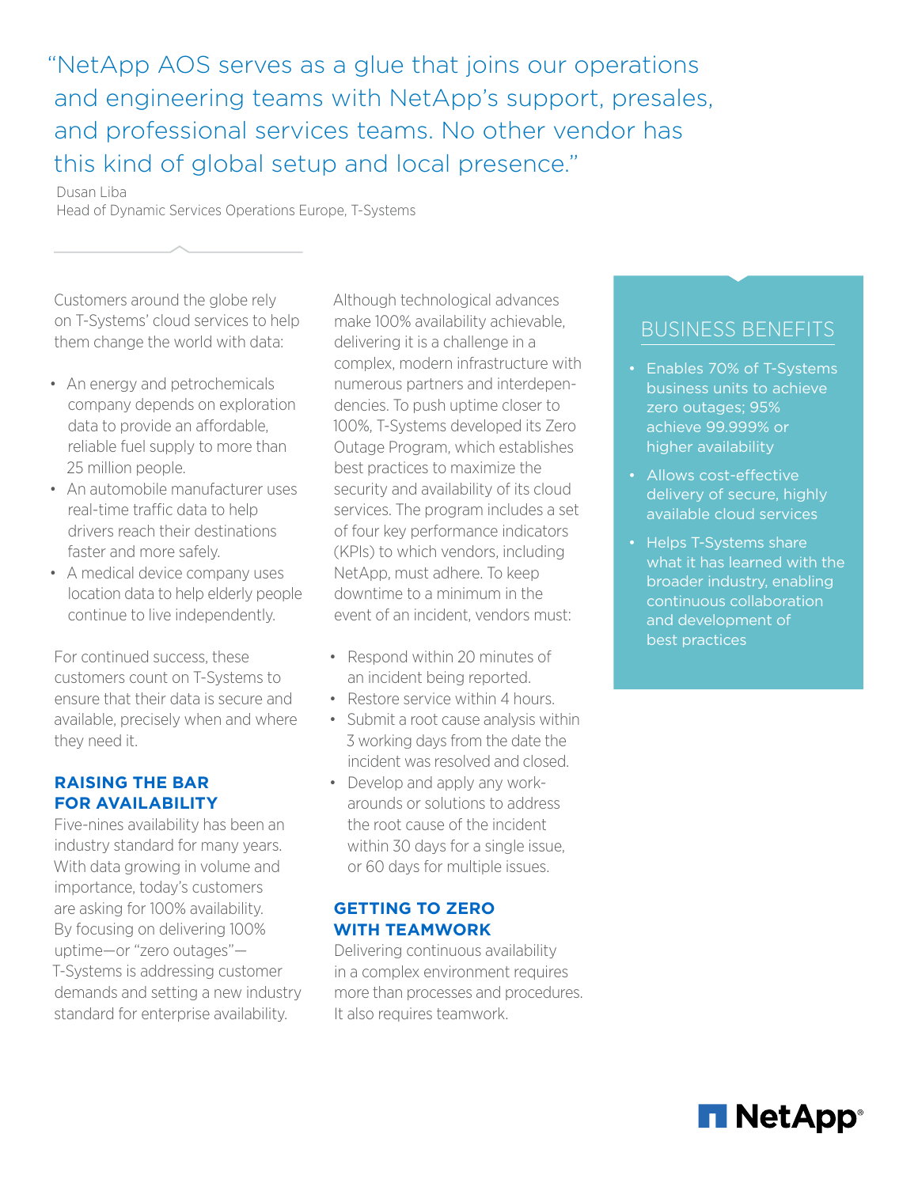> "NetApp AOS serves as a glue that joins our operations and engineering teams with NetApp's support, presales, and professional services teams. No other vendor has this kind of global setup and local presence."
>
> Dusan Liba
> Head of Dynamic Services Operations Europe, T-Systems

Customers around the globe rely on T-Systems' cloud services to help them change the world with data:

- An energy and petrochemicals company depends on exploration data to provide an affordable, reliable fuel supply to more than 25 million people.
- An automobile manufacturer uses real-time traffic data to help drivers reach their destinations faster and more safely.
- A medical device company uses location data to help elderly people continue to live independently.

For continued success, these customers count on T-Systems to ensure that their data is secure and available, precisely when and where they need it.

## RAISING THE BAR FOR AVAILABILITY

Five-nines availability has been an industry standard for many years. With data growing in volume and importance, today's customers are asking for 100% availability. By focusing on delivering 100% uptime—or "zero outages"—T-Systems is addressing customer demands and setting a new industry standard for enterprise availability.

Although technological advances make 100% availability achievable, delivering it is a challenge in a complex, modern infrastructure with numerous partners and interdependencies. To push uptime closer to 100%, T-Systems developed its Zero Outage Program, which establishes best practices to maximize the security and availability of its cloud services. The program includes a set of four key performance indicators (KPIs) to which vendors, including NetApp, must adhere. To keep downtime to a minimum in the event of an incident, vendors must:

- Respond within 20 minutes of an incident being reported.
- Restore service within 4 hours.
- Submit a root cause analysis within 3 working days from the date the incident was resolved and closed.
- Develop and apply any workarounds or solutions to address the root cause of the incident within 30 days for a single issue, or 60 days for multiple issues.

## GETTING TO ZERO WITH TEAMWORK

Delivering continuous availability in a complex environment requires more than processes and procedures. It also requires teamwork.

## BUSINESS BENEFITS

- Enables 70% of T-Systems business units to achieve zero outages; 95% achieve 99.999% or higher availability
- Allows cost-effective delivery of secure, highly available cloud services
- Helps T-Systems share what it has learned with the broader industry, enabling continuous collaboration and development of best practices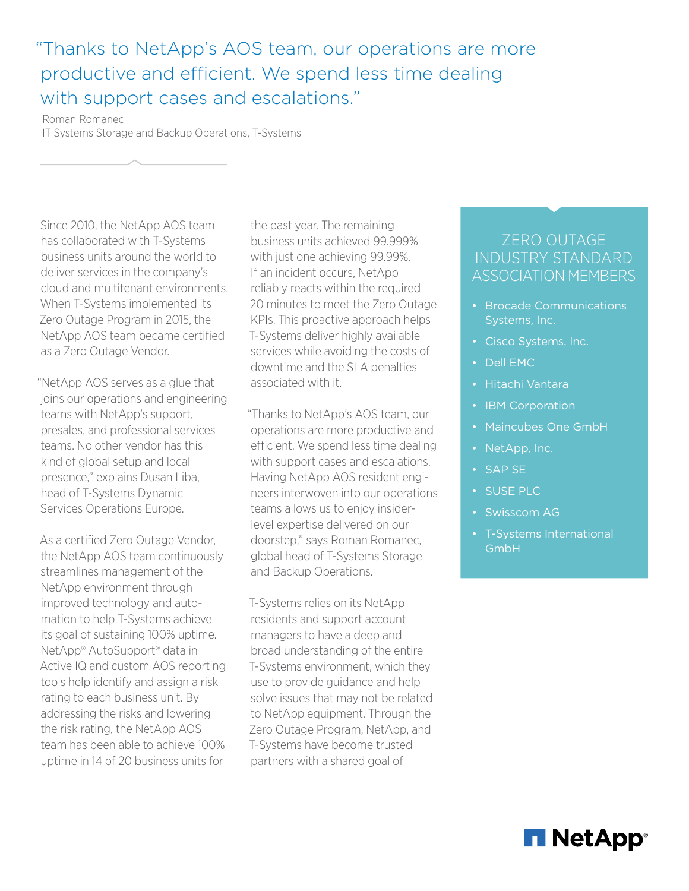> "Thanks to NetApp's AOS team, our operations are more productive and efficient. We spend less time dealing with support cases and escalations."
>
> Roman Romanec
> IT Systems Storage and Backup Operations, T-Systems

Since 2010, the NetApp AOS team has collaborated with T-Systems business units around the world to deliver services in the company's cloud and multitenant environments. When T-Systems implemented its Zero Outage Program in 2015, the NetApp AOS team became certified as a Zero Outage Vendor.

"NetApp AOS serves as a glue that joins our operations and engineering teams with NetApp's support, presales, and professional services teams. No other vendor has this kind of global setup and local presence," explains Dusan Liba, head of T-Systems Dynamic Services Operations Europe.

As a certified Zero Outage Vendor, the NetApp AOS team continuously streamlines management of the NetApp environment through improved technology and automation to help T-Systems achieve its goal of sustaining 100% uptime. NetApp® AutoSupport® data in Active IQ and custom AOS reporting tools help identify and assign a risk rating to each business unit. By addressing the risks and lowering the risk rating, the NetApp AOS team has been able to achieve 100% uptime in 14 of 20 business units for the past year. The remaining business units achieved 99.999% with just one achieving 99.99%. If an incident occurs, NetApp reliably reacts within the required 20 minutes to meet the Zero Outage KPIs. This proactive approach helps T-Systems deliver highly available services while avoiding the costs of downtime and the SLA penalties associated with it.

"Thanks to NetApp's AOS team, our operations are more productive and efficient. We spend less time dealing with support cases and escalations. Having NetApp AOS resident engineers interwoven into our operations teams allows us to enjoy insider-level expertise delivered on our doorstep," says Roman Romanec, global head of T-Systems Storage and Backup Operations.

T-Systems relies on its NetApp residents and support account managers to have a deep and broad understanding of the entire T-Systems environment, which they use to provide guidance and help solve issues that may not be related to NetApp equipment. Through the Zero Outage Program, NetApp, and T-Systems have become trusted partners with a shared goal of

## Zero Outage Industry Standard Association Members

- Brocade Communications Systems, Inc.
- Cisco Systems, Inc.
- Dell EMC
- Hitachi Vantara
- IBM Corporation
- Maincubes One GmbH
- NetApp, Inc.
- SAP SE
- SUSE PLC
- Swisscom AG
- T-Systems International GmbH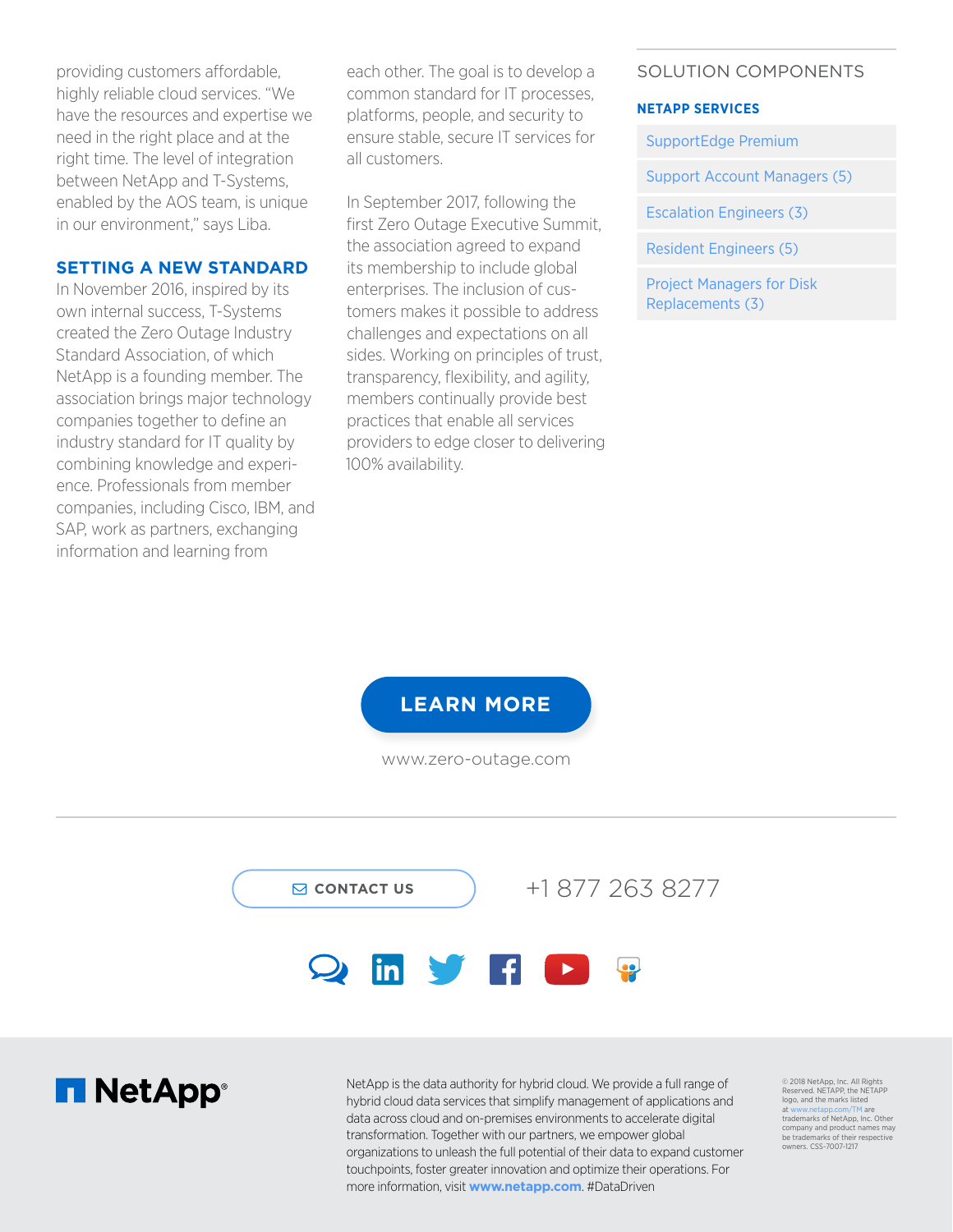providing customers affordable, highly reliable cloud services. "We have the resources and expertise we need in the right place and at the right time. The level of integration between NetApp and T-Systems, enabled by the AOS team, is unique in our environment," says Liba.

## SETTING A NEW STANDARD

In November 2016, inspired by its own internal success, T-Systems created the Zero Outage Industry Standard Association, of which NetApp is a founding member. The association brings major technology companies together to define an industry standard for IT quality by combining knowledge and experience. Professionals from member companies, including Cisco, IBM, and SAP, work as partners, exchanging information and learning from each other. The goal is to develop a common standard for IT processes, platforms, people, and security to ensure stable, secure IT services for all customers.

In September 2017, following the first Zero Outage Executive Summit, the association agreed to expand its membership to include global enterprises. The inclusion of customers makes it possible to address challenges and expectations on all sides. Working on principles of trust, transparency, flexibility, and agility, members continually provide best practices that enable all services providers to edge closer to delivering 100% availability.

## SOLUTION COMPONENTS

### NETAPP SERVICES

- SupportEdge Premium
- Support Account Managers (5)
- Escalation Engineers (3)
- Resident Engineers (5)
- Project Managers for Disk Replacements (3)

**LEARN MORE**

www.zero-outage.com

CONTACT US

+1 877 263 8277

NetApp

NetApp is the data authority for hybrid cloud. We provide a full range of hybrid cloud data services that simplify management of applications and data across cloud and on-premises environments to accelerate digital transformation. Together with our partners, we empower global organizations to unleash the full potential of their data to expand customer touchpoints, foster greater innovation and optimize their operations. For more information, visit **www.netapp.com**. #DataDriven

© 2018 NetApp, Inc. All Rights Reserved. NETAPP, the NETAPP logo, and the marks listed at www.netapp.com/TM are trademarks of NetApp, Inc. Other company and product names may be trademarks of their respective owners. CSS-7007-1217